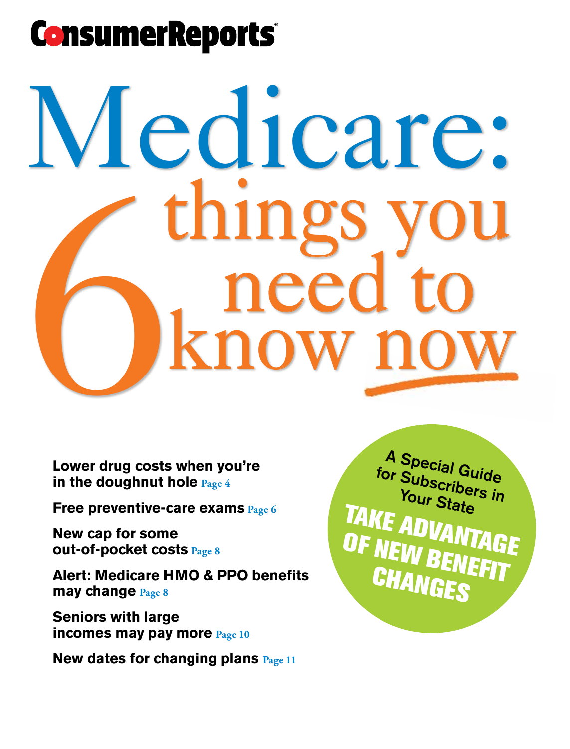# ConsumerReports

# Medicare: 6 things you need to know now

**Lower drug costs when you're in the doughnut hole** Page 4

**Free preventive-care exams** Page 6

**New cap for some out-of-pocket costs** Page 8

**Alert: Medicare HMO & PPO benefits may change** Page 8

**Seniors with large incomes may pay more** Page 10

**New dates for changing plans** Page 11

A Special Guide for Subscribers in Your State

**TAKE ADVANTAGE OF NEW BENEFIT CHANGES**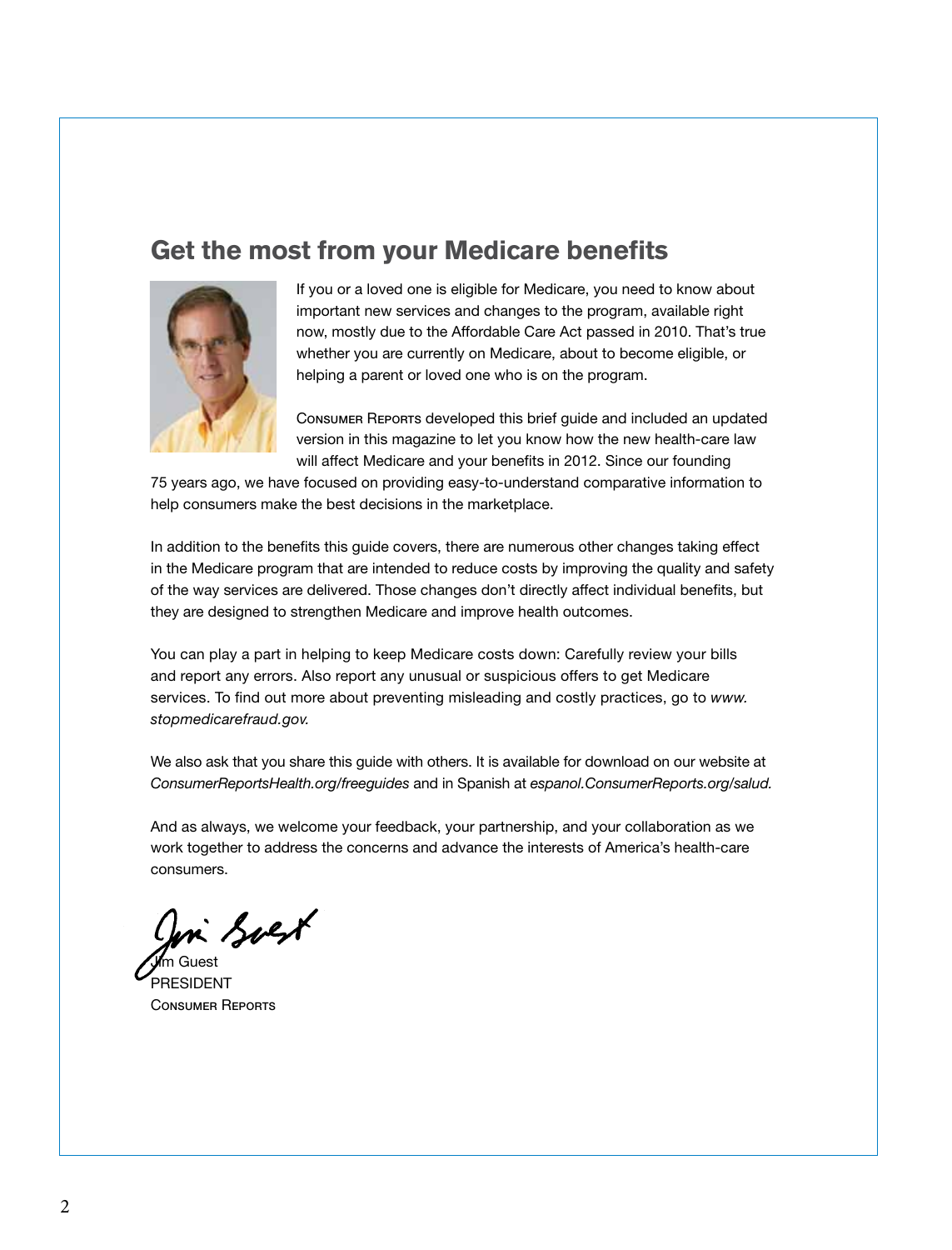## Get the most from your Medicare benefits

If you or a loved one is eligible for Medicare, you need to know about important new services and changes to the program, available right now, mostly due to the Affordable Care Act passed in 2010. That's true whether you are currently on Medicare, about to become eligible, or helping a parent or loved one who is on the program.

Consumer Reports developed this brief guide and included an updated version in this magazine to let you know how the new health-care law will affect Medicare and your benefits in 2012. Since our founding 75 years ago, we have focused on providing easy-to-understand comparative information to help consumers make the best decisions in the marketplace.

In addition to the benefits this guide covers, there are numerous other changes taking effect in the Medicare program that are intended to reduce costs by improving the quality and safety of the way services are delivered. Those changes don't directly affect individual benefits, but they are designed to strengthen Medicare and improve health outcomes.

You can play a part in helping to keep Medicare costs down: Carefully review your bills and report any errors. Also report any unusual or suspicious offers to get Medicare services. To find out more about preventing misleading and costly practices, go to *www.stopmedicarefraud.gov.*

We also ask that you share this guide with others. It is available for download on our website at *ConsumerReportsHealth.org/freeguides* and in Spanish at *espanol.ConsumerReports.org/salud.*

And as always, we welcome your feedback, your partnership, and your collaboration as we work together to address the concerns and advance the interests of America's health-care consumers.

Jim Guest  
PRESIDENT  
Consumer Reports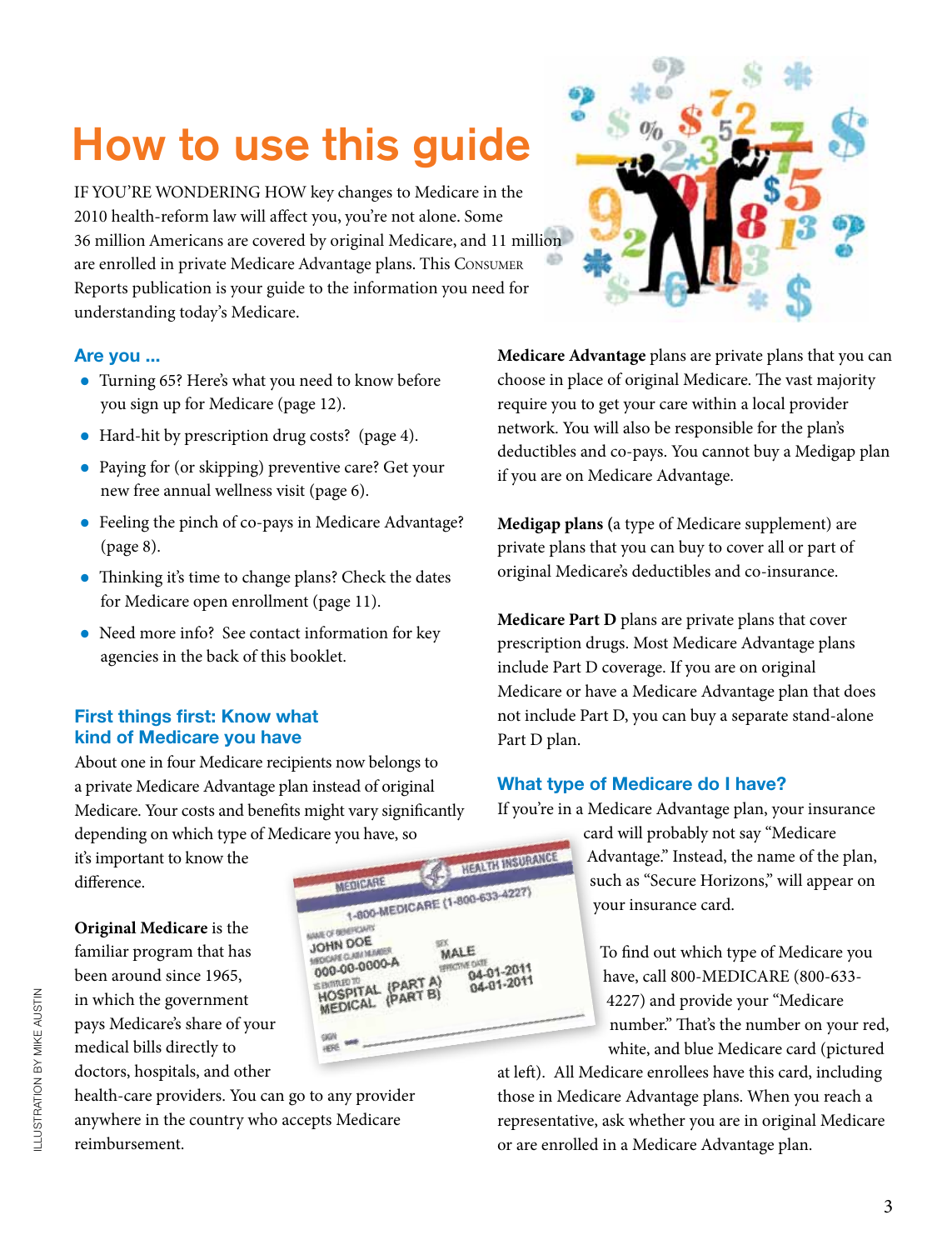# How to use this guide

IF YOU'RE WONDERING HOW key changes to Medicare in the 2010 health-reform law will affect you, you're not alone. Some 36 million Americans are covered by original Medicare, and 11 million are enrolled in private Medicare Advantage plans. This CONSUMER REPORTS publication is your guide to the information you need for understanding today's Medicare.

### Are you ...

- Turning 65? Here's what you need to know before you sign up for Medicare (page 12).
- Hard-hit by prescription drug costs? (page 4).
- Paying for (or skipping) preventive care? Get your new free annual wellness visit (page 6).
- Feeling the pinch of co-pays in Medicare Advantage? (page 8).
- Thinking it's time to change plans? Check the dates for Medicare open enrollment (page 11).
- Need more info? See contact information for key agencies in the back of this booklet.

### First things first: Know what kind of Medicare you have

About one in four Medicare recipients now belongs to a private Medicare Advantage plan instead of original Medicare. Your costs and benefits might vary significantly depending on which type of Medicare you have, so it's important to know the difference.

**Original Medicare** is the familiar program that has been around since 1965, in which the government pays Medicare's share of your medical bills directly to doctors, hospitals, and other health-care providers. You can go to any provider anywhere in the country who accepts Medicare reimbursement.

**Medicare Advantage** plans are private plans that you can choose in place of original Medicare. The vast majority require you to get your care within a local provider network. You will also be responsible for the plan's deductibles and co-pays. You cannot buy a Medigap plan if you are on Medicare Advantage.

**Medigap plans (**a type of Medicare supplement) are private plans that you can buy to cover all or part of original Medicare's deductibles and co-insurance.

**Medicare Part D** plans are private plans that cover prescription drugs. Most Medicare Advantage plans include Part D coverage. If you are on original Medicare or have a Medicare Advantage plan that does not include Part D, you can buy a separate stand-alone Part D plan.

### What type of Medicare do I have?

If you're in a Medicare Advantage plan, your insurance card will probably not say "Medicare Advantage." Instead, the name of the plan, such as "Secure Horizons," will appear on your insurance card.

To find out which type of Medicare you have, call 800-MEDICARE (800-633-4227) and provide your "Medicare number." That's the number on your red, white, and blue Medicare card (pictured at left). All Medicare enrollees have this card, including those in Medicare Advantage plans. When you reach a representative, ask whether you are in original Medicare or are enrolled in a Medicare Advantage plan.

ILLUSTRATION BY MIKE AUSTIN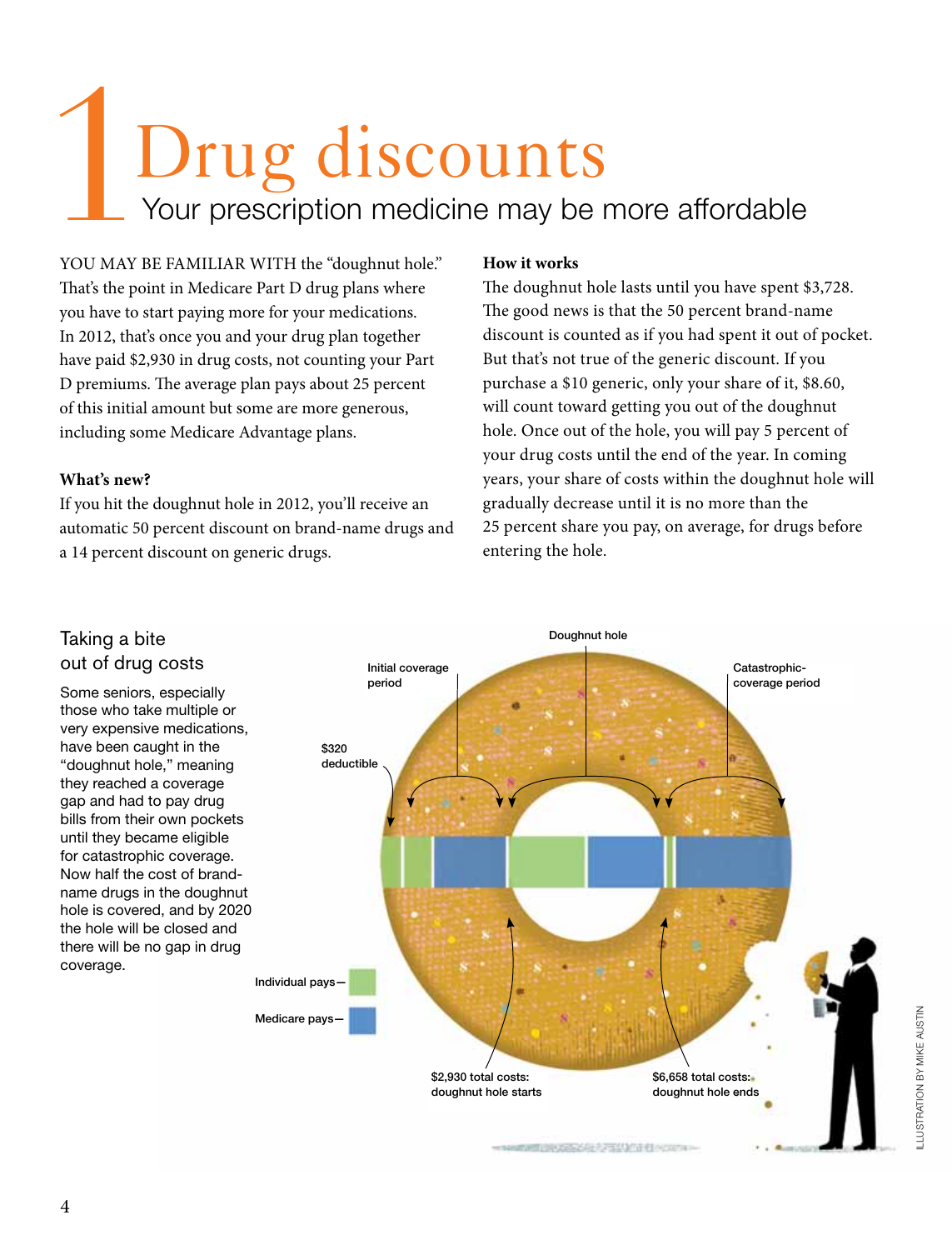# 1 Drug discounts

## Your prescription medicine may be more affordable

YOU MAY BE FAMILIAR WITH the "doughnut hole." That's the point in Medicare Part D drug plans where you have to start paying more for your medications. In 2012, that's once you and your drug plan together have paid $2,930 in drug costs, not counting your Part D premiums. The average plan pays about 25 percent of this initial amount but some are more generous, including some Medicare Advantage plans.

**What's new?**

If you hit the doughnut hole in 2012, you'll receive an automatic 50 percent discount on brand-name drugs and a 14 percent discount on generic drugs.

**How it works**

The doughnut hole lasts until you have spent $3,728. The good news is that the 50 percent brand-name discount is counted as if you had spent it out of pocket. But that's not true of the generic discount. If you purchase a $10 generic, only your share of it, $8.60, will count toward getting you out of the doughnut hole. Once out of the hole, you will pay 5 percent of your drug costs until the end of the year. In coming years, your share of costs within the doughnut hole will gradually decrease until it is no more than the 25 percent share you pay, on average, for drugs before entering the hole.

### Taking a bite out of drug costs

Some seniors, especially those who take multiple or very expensive medications, have been caught in the "doughnut hole," meaning they reached a coverage gap and had to pay drug bills from their own pockets until they became eligible for catastrophic coverage. Now half the cost of brand-name drugs in the doughnut hole is covered, and by 2020 the hole will be closed and there will be no gap in drug coverage.

Doughnut hole

Initial coverage period

Catastrophic-coverage period

$320 deductible

Individual pays—

Medicare pays—

$2,930 total costs: doughnut hole starts

$6,658 total costs: doughnut hole ends

ILLUSTRATION BY MIKE AUSTIN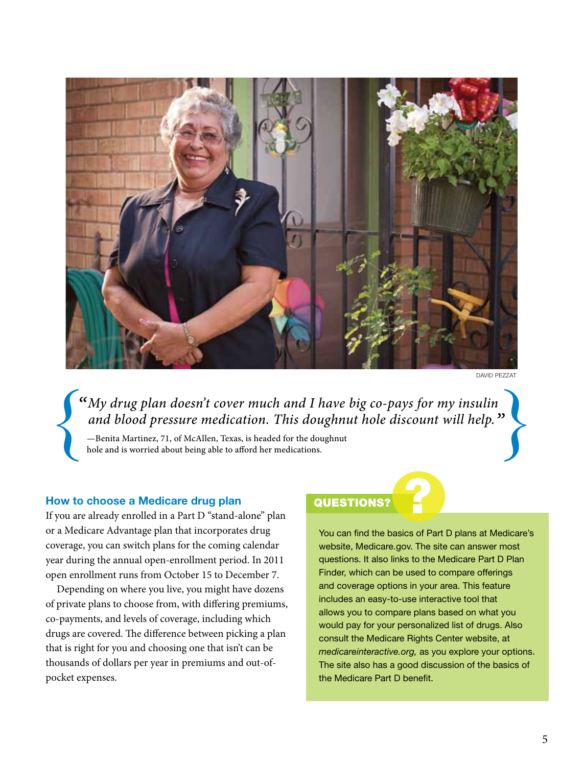DAVID PEZZAT

> *"My drug plan doesn't cover much and I have big co-pays for my insulin and blood pressure medication. This doughnut hole discount will help."*
>
> —Benita Martinez, 71, of McAllen, Texas, is headed for the doughnut hole and is worried about being able to afford her medications.

### How to choose a Medicare drug plan

If you are already enrolled in a Part D "stand-alone" plan or a Medicare Advantage plan that incorporates drug coverage, you can switch plans for the coming calendar year during the annual open-enrollment period. In 2011 open enrollment runs from October 15 to December 7.

Depending on where you live, you might have dozens of private plans to choose from, with differing premiums, co-payments, and levels of coverage, including which drugs are covered. The difference between picking a plan that is right for you and choosing one that isn't can be thousands of dollars per year in premiums and out-of-pocket expenses.

### QUESTIONS?

You can find the basics of Part D plans at Medicare's website, Medicare.gov. The site can answer most questions. It also links to the Medicare Part D Plan Finder, which can be used to compare offerings and coverage options in your area. This feature includes an easy-to-use interactive tool that allows you to compare plans based on what you would pay for your personalized list of drugs. Also consult the Medicare Rights Center website, at *medicareinteractive.org,* as you explore your options. The site also has a good discussion of the basics of the Medicare Part D benefit.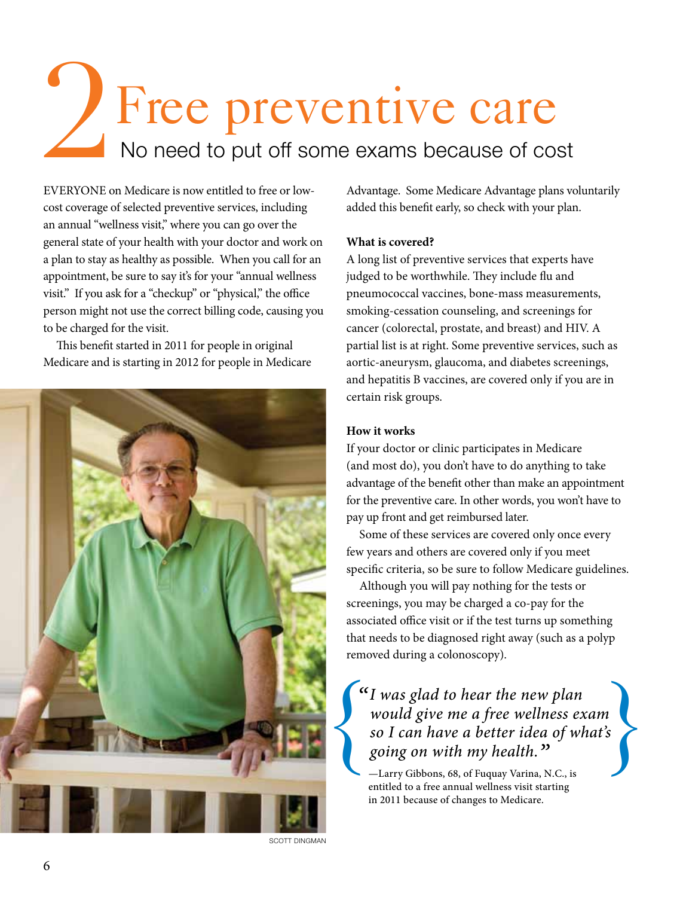# 2 Free preventive care

## No need to put off some exams because of cost

EVERYONE on Medicare is now entitled to free or low-cost coverage of selected preventive services, including an annual "wellness visit," where you can go over the general state of your health with your doctor and work on a plan to stay as healthy as possible. When you call for an appointment, be sure to say it's for your "annual wellness visit." If you ask for a "checkup" or "physical," the office person might not use the correct billing code, causing you to be charged for the visit.

This benefit started in 2011 for people in original Medicare and is starting in 2012 for people in Medicare Advantage. Some Medicare Advantage plans voluntarily added this benefit early, so check with your plan.

SCOTT DINGMAN

**What is covered?**

A long list of preventive services that experts have judged to be worthwhile. They include flu and pneumococcal vaccines, bone-mass measurements, smoking-cessation counseling, and screenings for cancer (colorectal, prostate, and breast) and HIV. A partial list is at right. Some preventive services, such as aortic-aneurysm, glaucoma, and diabetes screenings, and hepatitis B vaccines, are covered only if you are in certain risk groups.

**How it works**

If your doctor or clinic participates in Medicare (and most do), you don't have to do anything to take advantage of the benefit other than make an appointment for the preventive care. In other words, you won't have to pay up front and get reimbursed later.

Some of these services are covered only once every few years and others are covered only if you meet specific criteria, so be sure to follow Medicare guidelines.

Although you will pay nothing for the tests or screenings, you may be charged a co-pay for the associated office visit or if the test turns up something that needs to be diagnosed right away (such as a polyp removed during a colonoscopy).

> *"I was glad to hear the new plan would give me a free wellness exam so I can have a better idea of what's going on with my health."*
>
> —Larry Gibbons, 68, of Fuquay Varina, N.C., is entitled to a free annual wellness visit starting in 2011 because of changes to Medicare.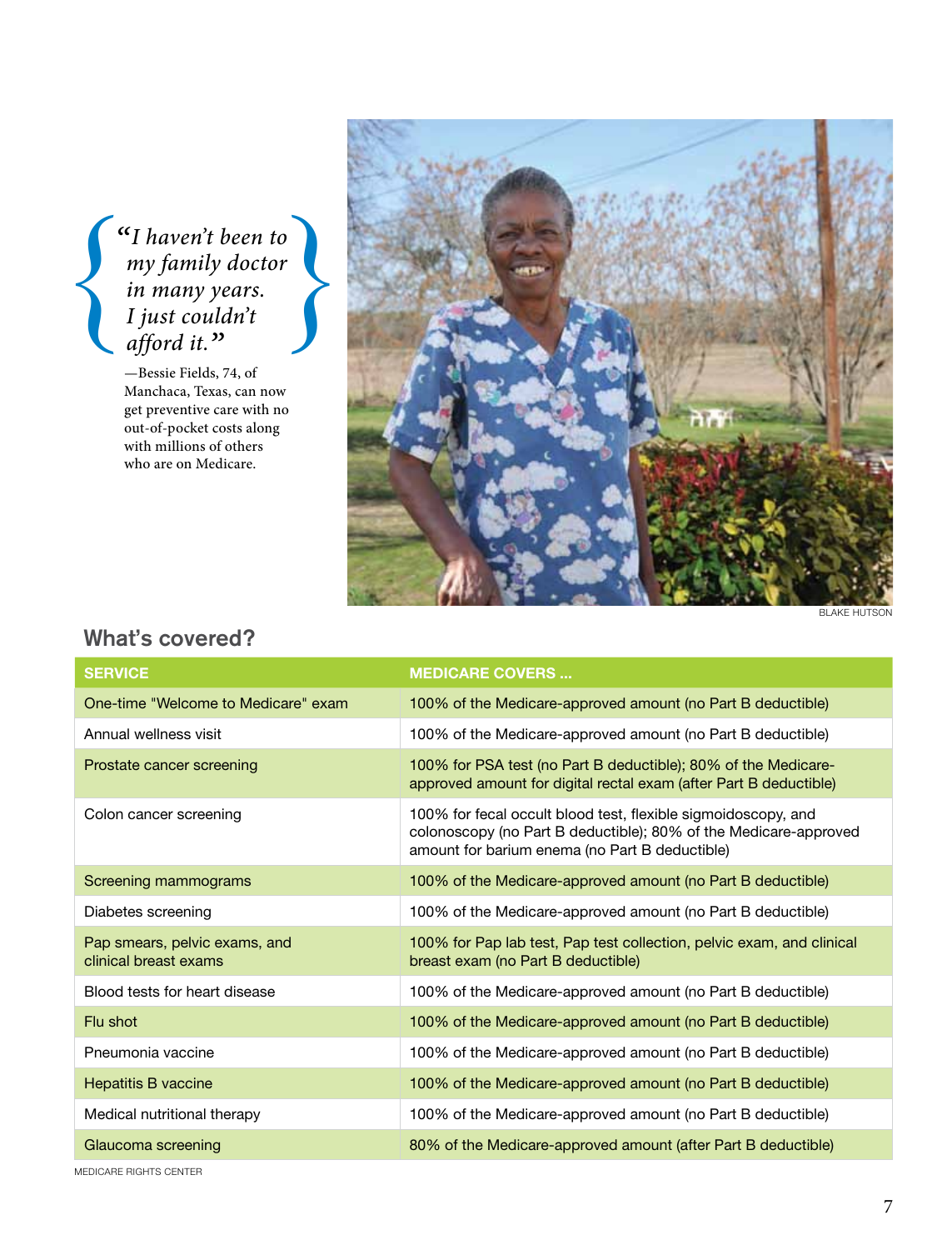> *"I haven't been to my family doctor in many years. I just couldn't afford it."*

—Bessie Fields, 74, of Manchaca, Texas, can now get preventive care with no out-of-pocket costs along with millions of others who are on Medicare.

BLAKE HUTSON

## What's covered?

| SERVICE | MEDICARE COVERS ... |
|---|---|
| One-time "Welcome to Medicare" exam | 100% of the Medicare-approved amount (no Part B deductible) |
| Annual wellness visit | 100% of the Medicare-approved amount (no Part B deductible) |
| Prostate cancer screening | 100% for PSA test (no Part B deductible); 80% of the Medicare-approved amount for digital rectal exam (after Part B deductible) |
| Colon cancer screening | 100% for fecal occult blood test, flexible sigmoidoscopy, and colonoscopy (no Part B deductible); 80% of the Medicare-approved amount for barium enema (no Part B deductible) |
| Screening mammograms | 100% of the Medicare-approved amount (no Part B deductible) |
| Diabetes screening | 100% of the Medicare-approved amount (no Part B deductible) |
| Pap smears, pelvic exams, and clinical breast exams | 100% for Pap lab test, Pap test collection, pelvic exam, and clinical breast exam (no Part B deductible) |
| Blood tests for heart disease | 100% of the Medicare-approved amount (no Part B deductible) |
| Flu shot | 100% of the Medicare-approved amount (no Part B deductible) |
| Pneumonia vaccine | 100% of the Medicare-approved amount (no Part B deductible) |
| Hepatitis B vaccine | 100% of the Medicare-approved amount (no Part B deductible) |
| Medical nutritional therapy | 100% of the Medicare-approved amount (no Part B deductible) |
| Glaucoma screening | 80% of the Medicare-approved amount (after Part B deductible) |

MEDICARE RIGHTS CENTER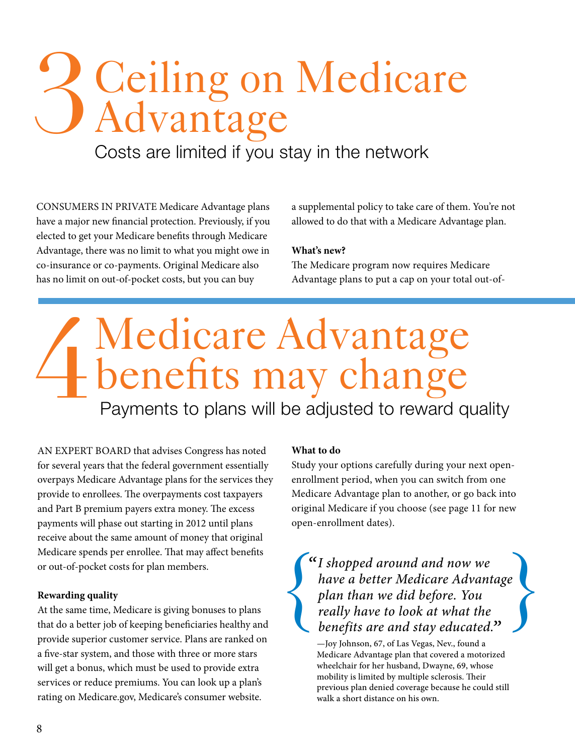# 3 Ceiling on Medicare Advantage

## Costs are limited if you stay in the network

CONSUMERS IN PRIVATE Medicare Advantage plans have a major new financial protection. Previously, if you elected to get your Medicare benefits through Medicare Advantage, there was no limit to what you might owe in co-insurance or co-payments. Original Medicare also has no limit on out-of-pocket costs, but you can buy a supplemental policy to take care of them. You're not allowed to do that with a Medicare Advantage plan.

**What's new?**

The Medicare program now requires Medicare Advantage plans to put a cap on your total out-of-

# 4 Medicare Advantage benefits may change

## Payments to plans will be adjusted to reward quality

AN EXPERT BOARD that advises Congress has noted for several years that the federal government essentially overpays Medicare Advantage plans for the services they provide to enrollees. The overpayments cost taxpayers and Part B premium payers extra money. The excess payments will phase out starting in 2012 until plans receive about the same amount of money that original Medicare spends per enrollee. That may affect benefits or out-of-pocket costs for plan members.

**Rewarding quality**

At the same time, Medicare is giving bonuses to plans that do a better job of keeping beneficiaries healthy and provide superior customer service. Plans are ranked on a five-star system, and those with three or more stars will get a bonus, which must be used to provide extra services or reduce premiums. You can look up a plan's rating on Medicare.gov, Medicare's consumer website.

**What to do**

Study your options carefully during your next open-enrollment period, when you can switch from one Medicare Advantage plan to another, or go back into original Medicare if you choose (see page 11 for new open-enrollment dates).

> *"I shopped around and now we have a better Medicare Advantage plan than we did before. You really have to look at what the benefits are and stay educated."*
>
> —Joy Johnson, 67, of Las Vegas, Nev., found a Medicare Advantage plan that covered a motorized wheelchair for her husband, Dwayne, 69, whose mobility is limited by multiple sclerosis. Their previous plan denied coverage because he could still walk a short distance on his own.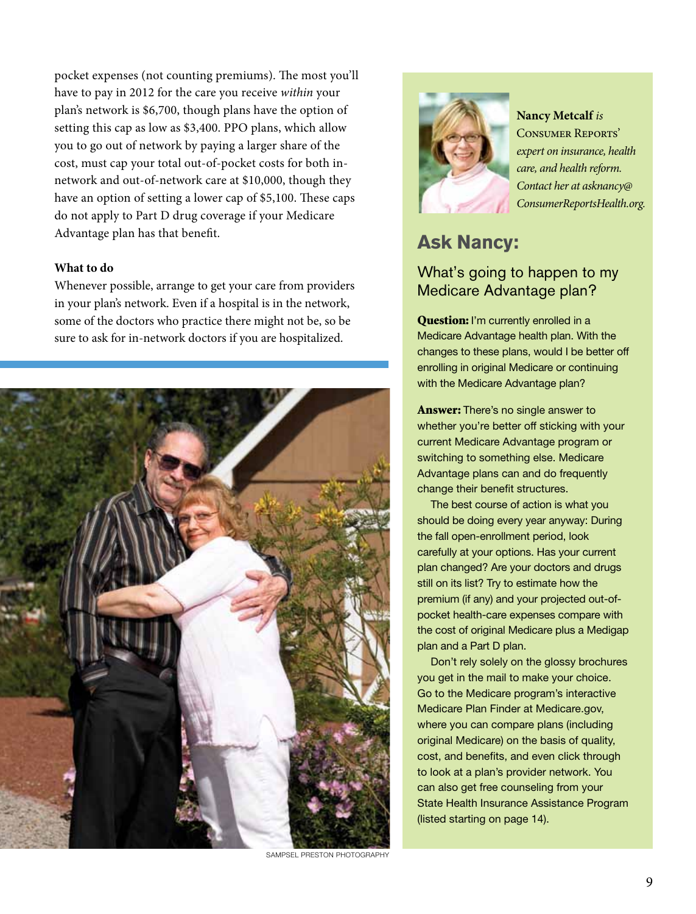pocket expenses (not counting premiums). The most you'll have to pay in 2012 for the care you receive *within* your plan's network is $6,700, though plans have the option of setting this cap as low as $3,400. PPO plans, which allow you to go out of network by paying a larger share of the cost, must cap your total out-of-pocket costs for both in-network and out-of-network care at $10,000, though they have an option of setting a lower cap of $5,100. These caps do not apply to Part D drug coverage if your Medicare Advantage plan has that benefit.

**What to do**

Whenever possible, arrange to get your care from providers in your plan's network. Even if a hospital is in the network, some of the doctors who practice there might not be, so be sure to ask for in-network doctors if you are hospitalized.

SAMPSEL PRESTON PHOTOGRAPHY

**Nancy Metcalf** *is* CONSUMER REPORTS' *expert on insurance, health care, and health reform. Contact her at asknancy@ConsumerReportsHealth.org.*

## Ask Nancy:

### What's going to happen to my Medicare Advantage plan?

**Question:** I'm currently enrolled in a Medicare Advantage health plan. With the changes to these plans, would I be better off enrolling in original Medicare or continuing with the Medicare Advantage plan?

**Answer:** There's no single answer to whether you're better off sticking with your current Medicare Advantage program or switching to something else. Medicare Advantage plans can and do frequently change their benefit structures.

The best course of action is what you should be doing every year anyway: During the fall open-enrollment period, look carefully at your options. Has your current plan changed? Are your doctors and drugs still on its list? Try to estimate how the premium (if any) and your projected out-of-pocket health-care expenses compare with the cost of original Medicare plus a Medigap plan and a Part D plan.

Don't rely solely on the glossy brochures you get in the mail to make your choice. Go to the Medicare program's interactive Medicare Plan Finder at Medicare.gov, where you can compare plans (including original Medicare) on the basis of quality, cost, and benefits, and even click through to look at a plan's provider network. You can also get free counseling from your State Health Insurance Assistance Program (listed starting on page 14).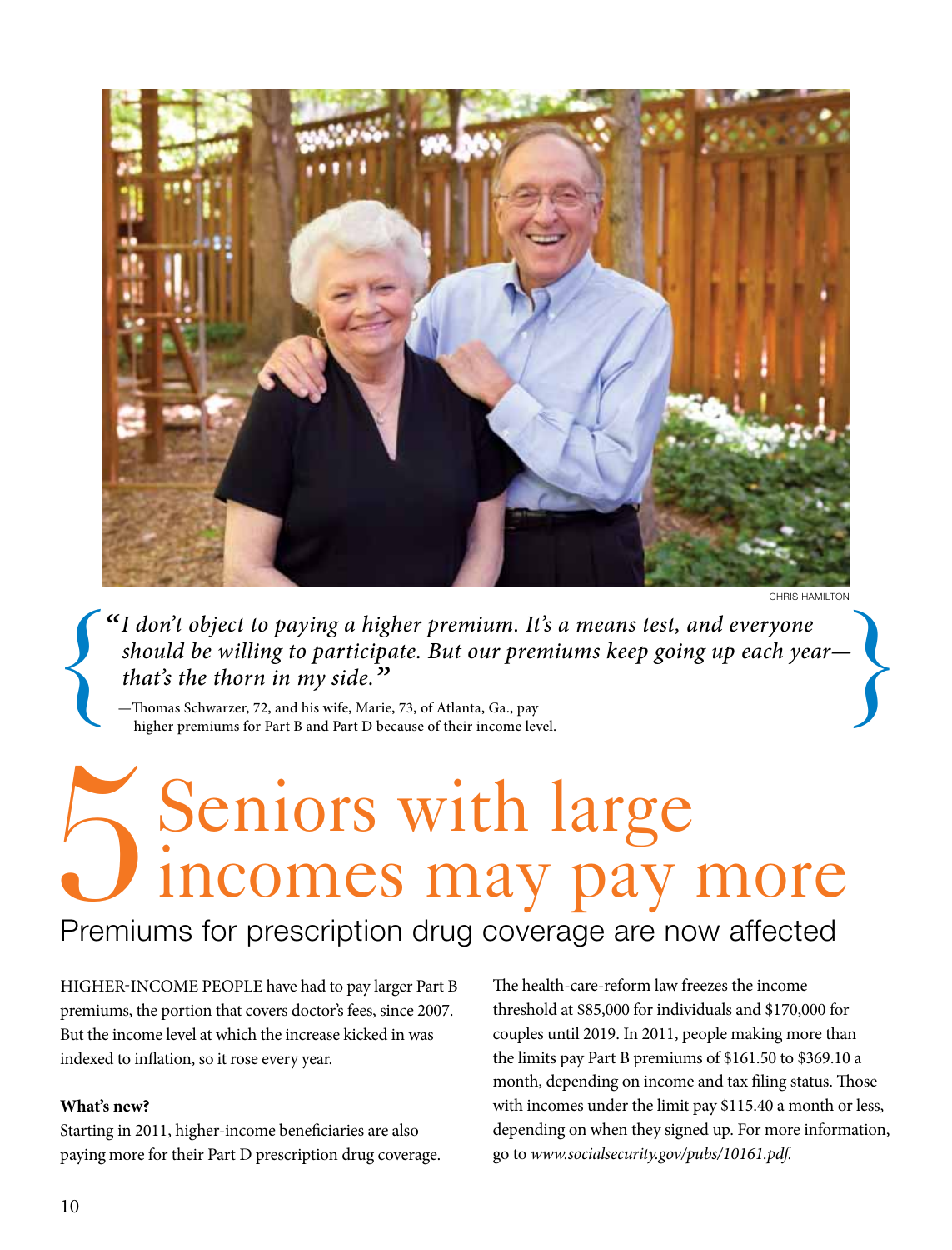CHRIS HAMILTON

> *"I don't object to paying a higher premium. It's a means test, and everyone should be willing to participate. But our premiums keep going up each year—that's the thorn in my side."*
>
> —Thomas Schwarzer, 72, and his wife, Marie, 73, of Atlanta, Ga., pay higher premiums for Part B and Part D because of their income level.

# 5 Seniors with large incomes may pay more

## Premiums for prescription drug coverage are now affected

HIGHER-INCOME PEOPLE have had to pay larger Part B premiums, the portion that covers doctor's fees, since 2007. But the income level at which the increase kicked in was indexed to inflation, so it rose every year.

**What's new?**

Starting in 2011, higher-income beneficiaries are also paying more for their Part D prescription drug coverage. The health-care-reform law freezes the income threshold at $85,000 for individuals and $170,000 for couples until 2019. In 2011, people making more than the limits pay Part B premiums of $161.50 to $369.10 a month, depending on income and tax filing status. Those with incomes under the limit pay $115.40 a month or less, depending on when they signed up. For more information, go to *www.socialsecurity.gov/pubs/10161.pdf.*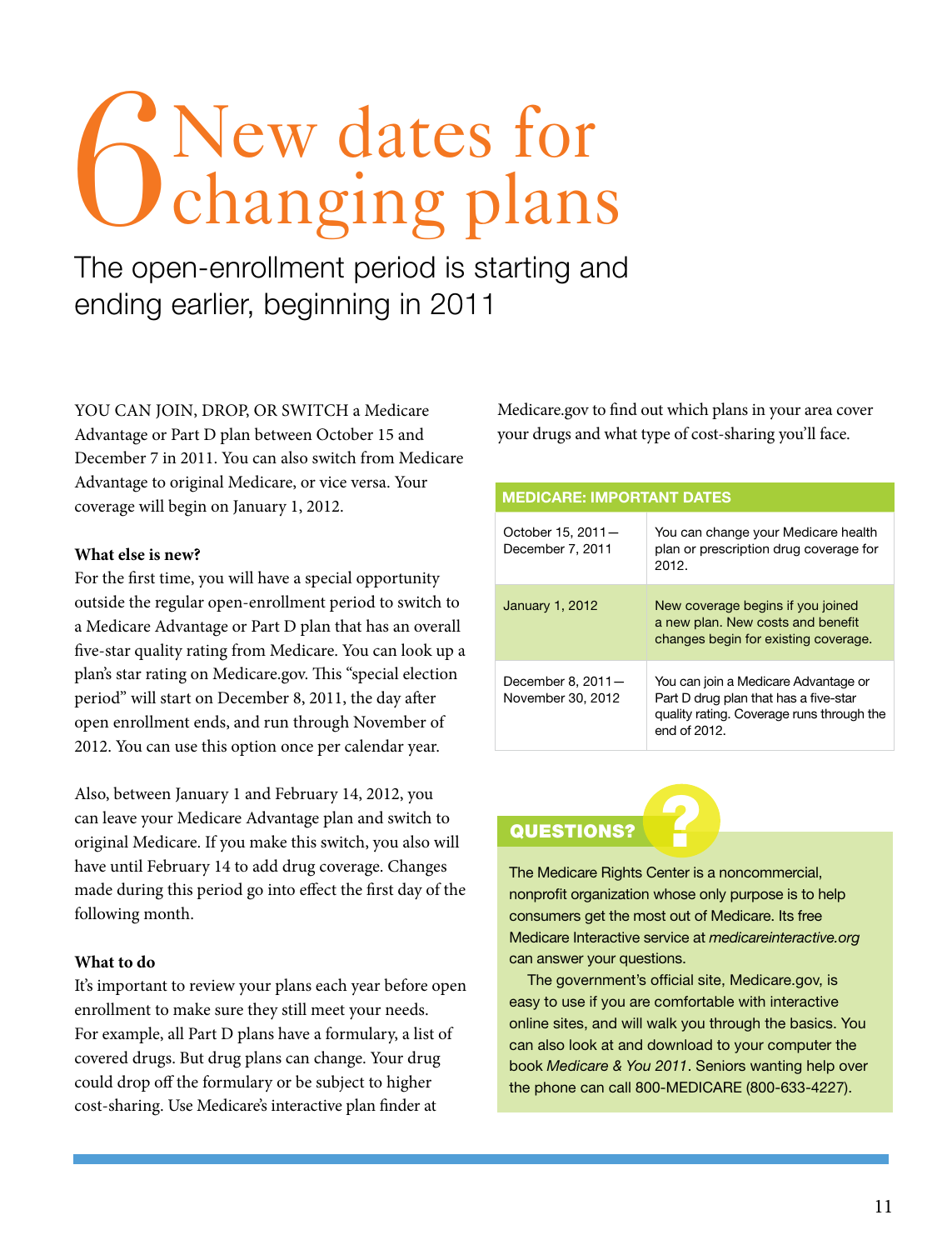# 6 New dates for changing plans

## The open-enrollment period is starting and ending earlier, beginning in 2011

YOU CAN JOIN, DROP, OR SWITCH a Medicare Advantage or Part D plan between October 15 and December 7 in 2011. You can also switch from Medicare Advantage to original Medicare, or vice versa. Your coverage will begin on January 1, 2012.

**What else is new?**

For the first time, you will have a special opportunity outside the regular open-enrollment period to switch to a Medicare Advantage or Part D plan that has an overall five-star quality rating from Medicare. You can look up a plan's star rating on Medicare.gov. This "special election period" will start on December 8, 2011, the day after open enrollment ends, and run through November of 2012. You can use this option once per calendar year.

Also, between January 1 and February 14, 2012, you can leave your Medicare Advantage plan and switch to original Medicare. If you make this switch, you also will have until February 14 to add drug coverage. Changes made during this period go into effect the first day of the following month.

**What to do**

It's important to review your plans each year before open enrollment to make sure they still meet your needs. For example, all Part D plans have a formulary, a list of covered drugs. But drug plans can change. Your drug could drop off the formulary or be subject to higher cost-sharing. Use Medicare's interactive plan finder at Medicare.gov to find out which plans in your area cover your drugs and what type of cost-sharing you'll face.

| MEDICARE: IMPORTANT DATES | |
|---|---|
| October 15, 2011—December 7, 2011 | You can change your Medicare health plan or prescription drug coverage for 2012. |
| January 1, 2012 | New coverage begins if you joined a new plan. New costs and benefit changes begin for existing coverage. |
| December 8, 2011—November 30, 2012 | You can join a Medicare Advantage or Part D drug plan that has a five-star quality rating. Coverage runs through the end of 2012. |

**QUESTIONS?**

The Medicare Rights Center is a noncommercial, nonprofit organization whose only purpose is to help consumers get the most out of Medicare. Its free Medicare Interactive service at *medicareinteractive.org* can answer your questions.

The government's official site, Medicare.gov, is easy to use if you are comfortable with interactive online sites, and will walk you through the basics. You can also look at and download to your computer the book *Medicare & You 2011*. Seniors wanting help over the phone can call 800-MEDICARE (800-633-4227).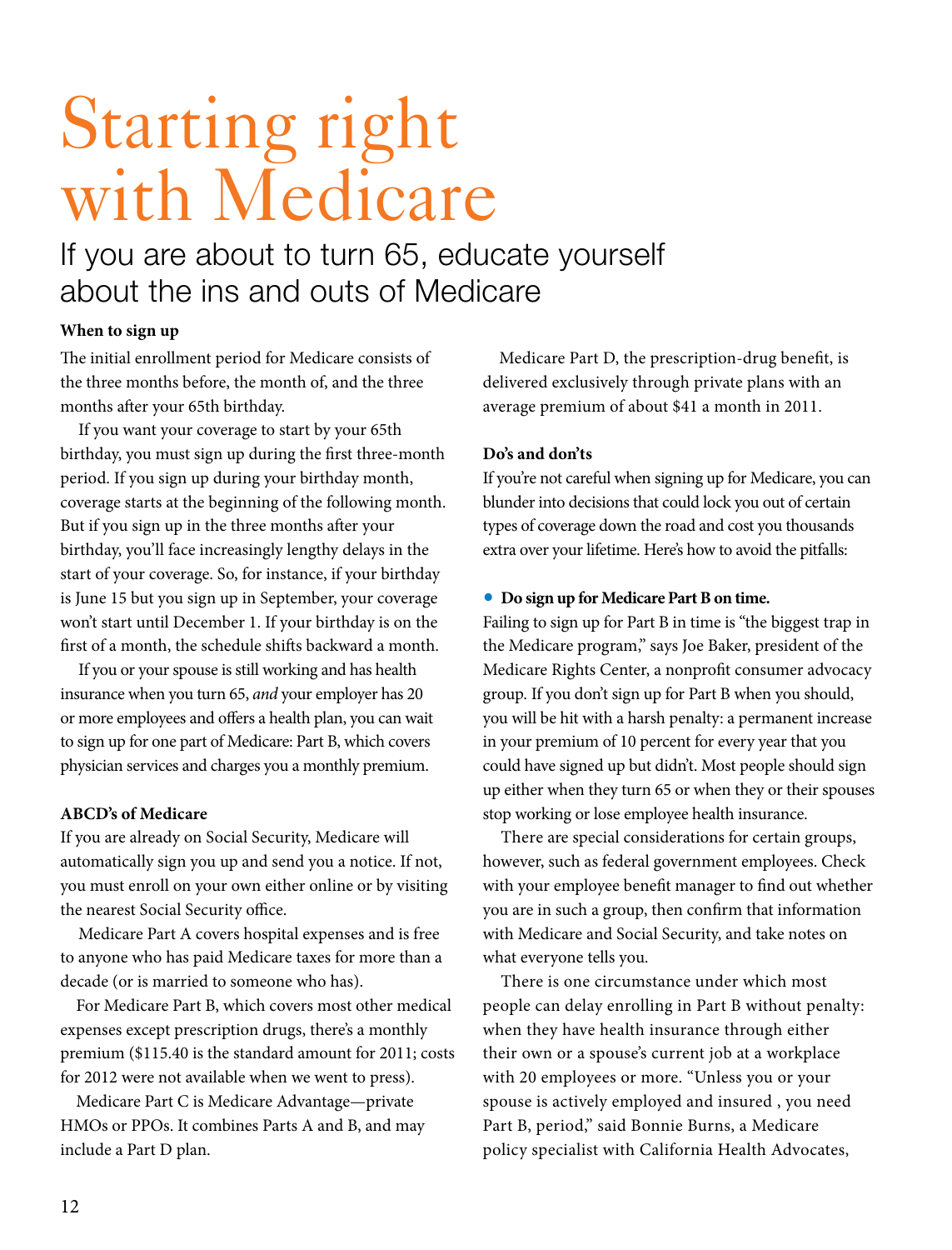# Starting right with Medicare

## If you are about to turn 65, educate yourself about the ins and outs of Medicare

**When to sign up**

The initial enrollment period for Medicare consists of the three months before, the month of, and the three months after your 65th birthday.

If you want your coverage to start by your 65th birthday, you must sign up during the first three-month period. If you sign up during your birthday month, coverage starts at the beginning of the following month. But if you sign up in the three months after your birthday, you'll face increasingly lengthy delays in the start of your coverage. So, for instance, if your birthday is June 15 but you sign up in September, your coverage won't start until December 1. If your birthday is on the first of a month, the schedule shifts backward a month.

If you or your spouse is still working and has health insurance when you turn 65, *and* your employer has 20 or more employees and offers a health plan, you can wait to sign up for one part of Medicare: Part B, which covers physician services and charges you a monthly premium.

**ABCD's of Medicare**

If you are already on Social Security, Medicare will automatically sign you up and send you a notice. If not, you must enroll on your own either online or by visiting the nearest Social Security office.

Medicare Part A covers hospital expenses and is free to anyone who has paid Medicare taxes for more than a decade (or is married to someone who has).

For Medicare Part B, which covers most other medical expenses except prescription drugs, there's a monthly premium ($115.40 is the standard amount for 2011; costs for 2012 were not available when we went to press).

Medicare Part C is Medicare Advantage—private HMOs or PPOs. It combines Parts A and B, and may include a Part D plan.

Medicare Part D, the prescription-drug benefit, is delivered exclusively through private plans with an average premium of about $41 a month in 2011.

**Do's and don'ts**

If you're not careful when signing up for Medicare, you can blunder into decisions that could lock you out of certain types of coverage down the road and cost you thousands extra over your lifetime. Here's how to avoid the pitfalls:

- **Do sign up for Medicare Part B on time.**

Failing to sign up for Part B in time is "the biggest trap in the Medicare program," says Joe Baker, president of the Medicare Rights Center, a nonprofit consumer advocacy group. If you don't sign up for Part B when you should, you will be hit with a harsh penalty: a permanent increase in your premium of 10 percent for every year that you could have signed up but didn't. Most people should sign up either when they turn 65 or when they or their spouses stop working or lose employee health insurance.

There are special considerations for certain groups, however, such as federal government employees. Check with your employee benefit manager to find out whether you are in such a group, then confirm that information with Medicare and Social Security, and take notes on what everyone tells you.

There is one circumstance under which most people can delay enrolling in Part B without penalty: when they have health insurance through either their own or a spouse's current job at a workplace with 20 employees or more. "Unless you or your spouse is actively employed and insured , you need Part B, period," said Bonnie Burns, a Medicare policy specialist with California Health Advocates,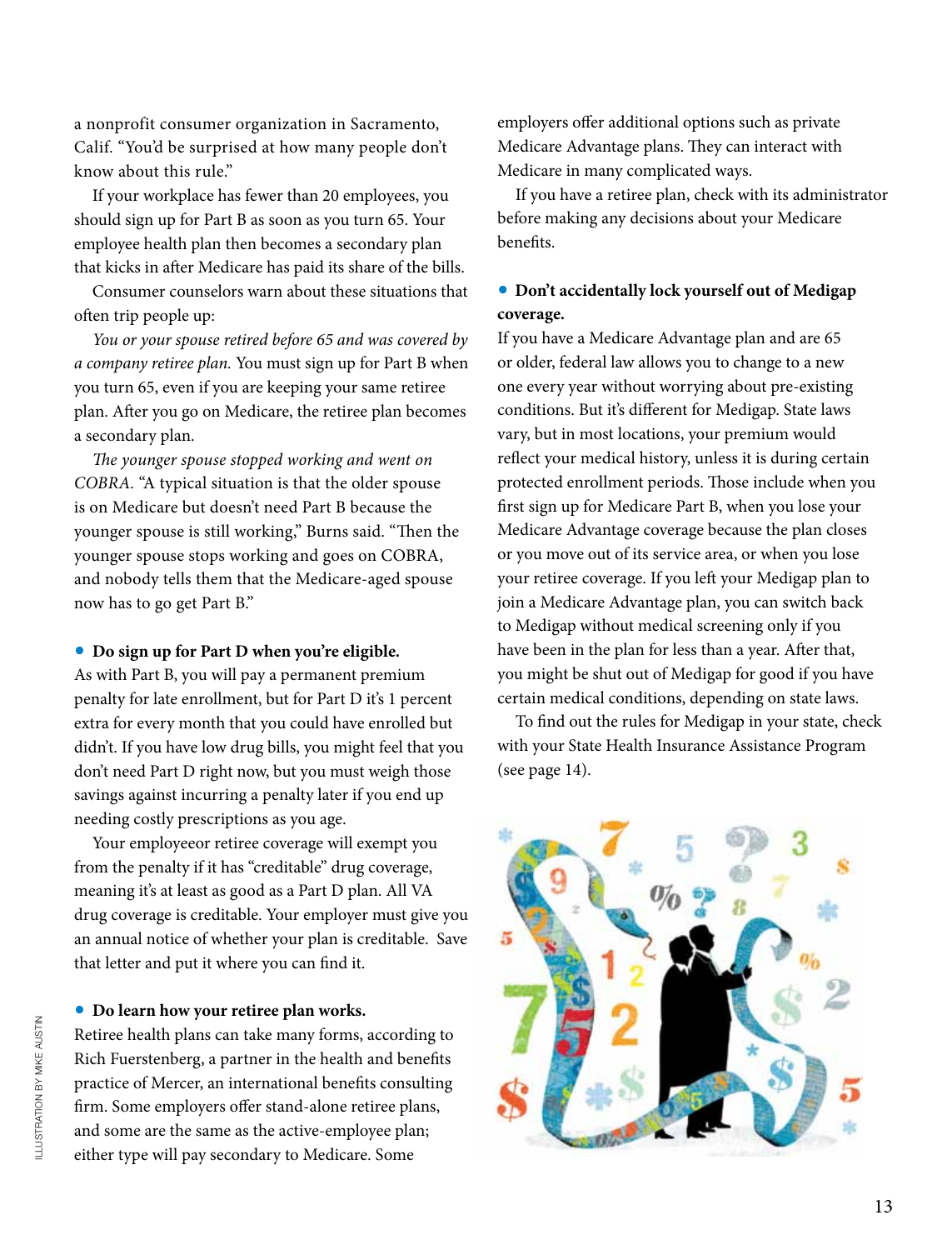a nonprofit consumer organization in Sacramento, Calif. "You'd be surprised at how many people don't know about this rule."

If your workplace has fewer than 20 employees, you should sign up for Part B as soon as you turn 65. Your employee health plan then becomes a secondary plan that kicks in after Medicare has paid its share of the bills.

Consumer counselors warn about these situations that often trip people up:

*You or your spouse retired before 65 and was covered by a company retiree plan.* You must sign up for Part B when you turn 65, even if you are keeping your same retiree plan. After you go on Medicare, the retiree plan becomes a secondary plan.

*The younger spouse stopped working and went on COBRA.* "A typical situation is that the older spouse is on Medicare but doesn't need Part B because the younger spouse is still working," Burns said. "Then the younger spouse stops working and goes on COBRA, and nobody tells them that the Medicare-aged spouse now has to go get Part B."

- **Do sign up for Part D when you're eligible.**

As with Part B, you will pay a permanent premium penalty for late enrollment, but for Part D it's 1 percent extra for every month that you could have enrolled but didn't. If you have low drug bills, you might feel that you don't need Part D right now, but you must weigh those savings against incurring a penalty later if you end up needing costly prescriptions as you age.

Your employeeor retiree coverage will exempt you from the penalty if it has "creditable" drug coverage, meaning it's at least as good as a Part D plan. All VA drug coverage is creditable. Your employer must give you an annual notice of whether your plan is creditable. Save that letter and put it where you can find it.

- **Do learn how your retiree plan works.**

Retiree health plans can take many forms, according to Rich Fuerstenberg, a partner in the health and benefits practice of Mercer, an international benefits consulting firm. Some employers offer stand-alone retiree plans, and some are the same as the active-employee plan; either type will pay secondary to Medicare. Some employers offer additional options such as private Medicare Advantage plans. They can interact with Medicare in many complicated ways.

If you have a retiree plan, check with its administrator before making any decisions about your Medicare benefits.

- **Don't accidentally lock yourself out of Medigap coverage.**

If you have a Medicare Advantage plan and are 65 or older, federal law allows you to change to a new one every year without worrying about pre-existing conditions. But it's different for Medigap. State laws vary, but in most locations, your premium would reflect your medical history, unless it is during certain protected enrollment periods. Those include when you first sign up for Medicare Part B, when you lose your Medicare Advantage coverage because the plan closes or you move out of its service area, or when you lose your retiree coverage. If you left your Medigap plan to join a Medicare Advantage plan, you can switch back to Medigap without medical screening only if you have been in the plan for less than a year. After that, you might be shut out of Medigap for good if you have certain medical conditions, depending on state laws.

To find out the rules for Medigap in your state, check with your State Health Insurance Assistance Program (see page 14).

ILLUSTRATION BY MIKE AUSTIN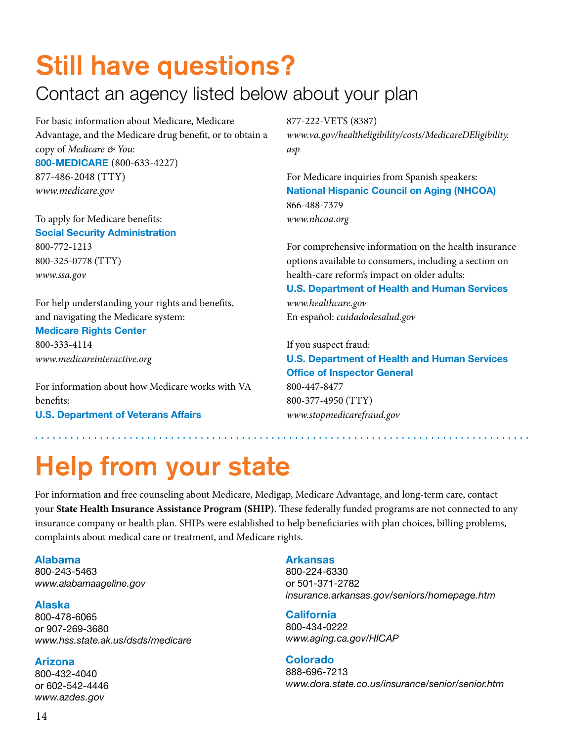# Still have questions?

## Contact an agency listed below about your plan

For basic information about Medicare, Medicare Advantage, and the Medicare drug benefit, or to obtain a copy of *Medicare & You*:
**800-MEDICARE** (800-633-4227)
877-486-2048 (TTY)
*www.medicare.gov*

To apply for Medicare benefits:
**Social Security Administration**
800-772-1213
800-325-0778 (TTY)
*www.ssa.gov*

For help understanding your rights and benefits, and navigating the Medicare system:
**Medicare Rights Center**
800-333-4114
*www.medicareinteractive.org*

For information about how Medicare works with VA benefits:
**U.S. Department of Veterans Affairs**
877-222-VETS (8387)
*www.va.gov/healtheligibility/costs/MedicareDEligibility.asp*

For Medicare inquiries from Spanish speakers:
**National Hispanic Council on Aging (NHCOA)**
866-488-7379
*www.nhcoa.org*

For comprehensive information on the health insurance options available to consumers, including a section on health-care reform's impact on older adults:
**U.S. Department of Health and Human Services**
*www.healthcare.gov*
En español: *cuidadodesalud.gov*

If you suspect fraud:
**U.S. Department of Health and Human Services Office of Inspector General**
800-447-8477
800-377-4950 (TTY)
*www.stopmedicarefraud.gov*

# Help from your state

For information and free counseling about Medicare, Medigap, Medicare Advantage, and long-term care, contact your **State Health Insurance Assistance Program (SHIP)**. These federally funded programs are not connected to any insurance company or health plan. SHIPs were established to help beneficiaries with plan choices, billing problems, complaints about medical care or treatment, and Medicare rights.

**Alabama**
800-243-5463
*www.alabamaageline.gov*

**Alaska**
800-478-6065
or 907-269-3680
*www.hss.state.ak.us/dsds/medicare*

**Arizona**
800-432-4040
or 602-542-4446
*www.azdes.gov*

**Arkansas**
800-224-6330
or 501-371-2782
*insurance.arkansas.gov/seniors/homepage.htm*

**California**
800-434-0222
*www.aging.ca.gov/HICAP*

**Colorado**
888-696-7213
*www.dora.state.co.us/insurance/senior/senior.htm*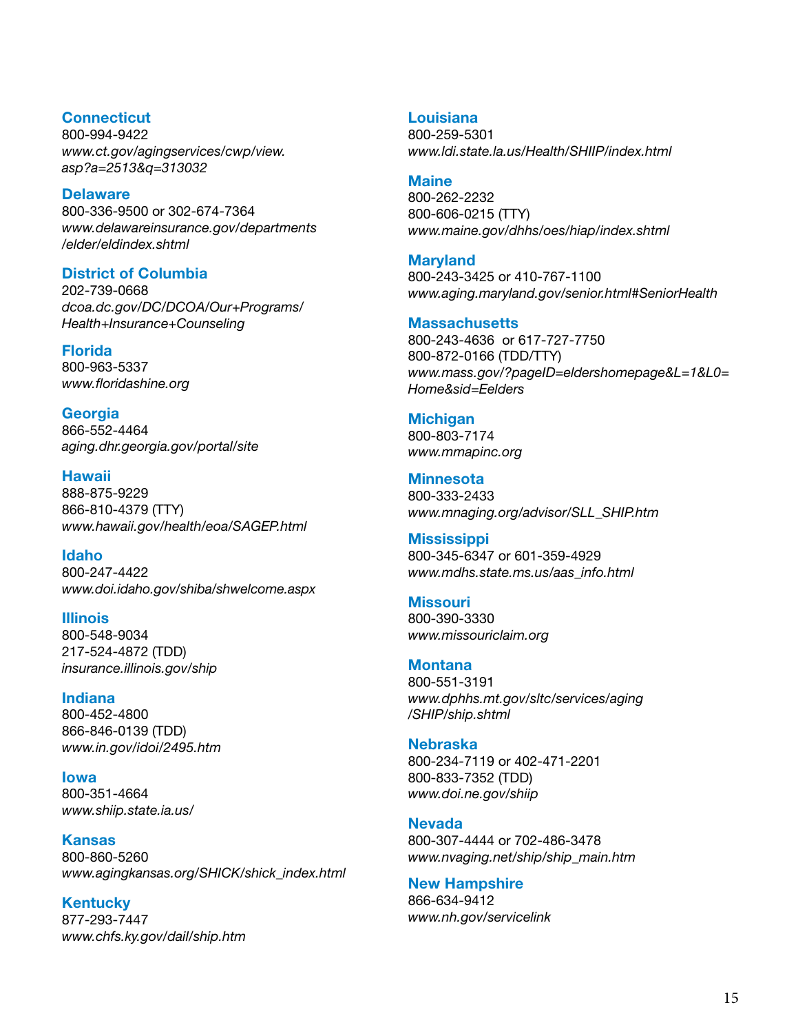**Connecticut**
800-994-9422
*www.ct.gov/agingservices/cwp/view.asp?a=2513&q=313032*

**Delaware**
800-336-9500 or 302-674-7364
*www.delawareinsurance.gov/departments/elder/eldindex.shtml*

**District of Columbia**
202-739-0668
*dcoa.dc.gov/DC/DCOA/Our+Programs/Health+Insurance+Counseling*

**Florida**
800-963-5337
*www.floridashine.org*

**Georgia**
866-552-4464
*aging.dhr.georgia.gov/portal/site*

**Hawaii**
888-875-9229
866-810-4379 (TTY)
*www.hawaii.gov/health/eoa/SAGEP.html*

**Idaho**
800-247-4422
*www.doi.idaho.gov/shiba/shwelcome.aspx*

**Illinois**
800-548-9034
217-524-4872 (TDD)
*insurance.illinois.gov/ship*

**Indiana**
800-452-4800
866-846-0139 (TDD)
*www.in.gov/idoi/2495.htm*

**Iowa**
800-351-4664
*www.shiip.state.ia.us/*

**Kansas**
800-860-5260
*www.agingkansas.org/SHICK/shick_index.html*

**Kentucky**
877-293-7447
*www.chfs.ky.gov/dail/ship.htm*

**Louisiana**
800-259-5301
*www.ldi.state.la.us/Health/SHIIP/index.html*

**Maine**
800-262-2232
800-606-0215 (TTY)
*www.maine.gov/dhhs/oes/hiap/index.shtml*

**Maryland**
800-243-3425 or 410-767-1100
*www.aging.maryland.gov/senior.html#SeniorHealth*

**Massachusetts**
800-243-4636 or 617-727-7750
800-872-0166 (TDD/TTY)
*www.mass.gov/?pageID=eldershomepage&L=1&L0=Home&sid=Eelders*

**Michigan**
800-803-7174
*www.mmapinc.org*

**Minnesota**
800-333-2433
*www.mnaging.org/advisor/SLL_SHIP.htm*

**Mississippi**
800-345-6347 or 601-359-4929
*www.mdhs.state.ms.us/aas_info.html*

**Missouri**
800-390-3330
*www.missouriclaim.org*

**Montana**
800-551-3191
*www.dphhs.mt.gov/sltc/services/aging/SHIP/ship.shtml*

**Nebraska**
800-234-7119 or 402-471-2201
800-833-7352 (TDD)
*www.doi.ne.gov/shiip*

**Nevada**
800-307-4444 or 702-486-3478
*www.nvaging.net/ship/ship_main.htm*

**New Hampshire**
866-634-9412
*www.nh.gov/servicelink*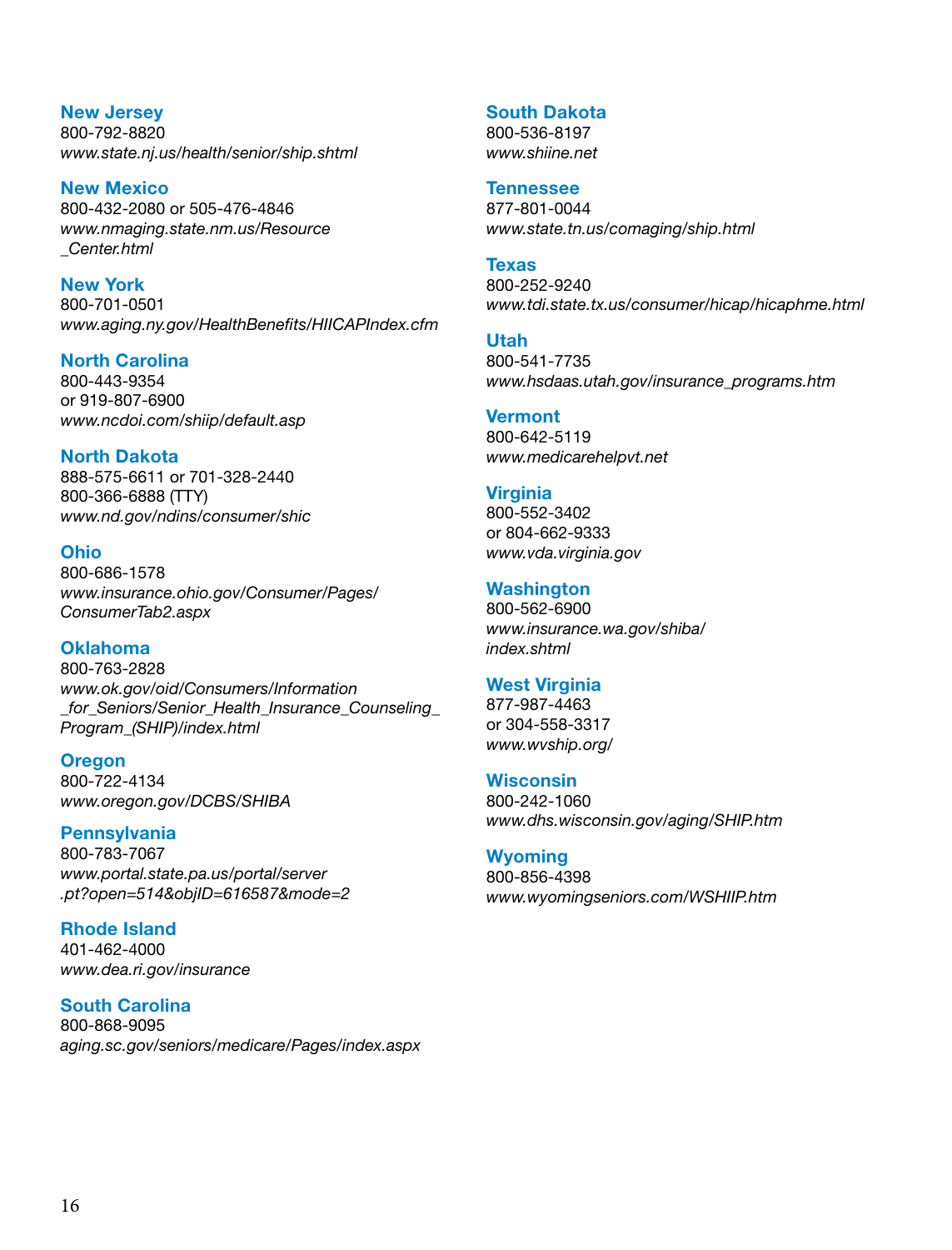### New Jersey
800-792-8820
*www.state.nj.us/health/senior/ship.shtml*

### New Mexico
800-432-2080 or 505-476-4846
*www.nmaging.state.nm.us/Resource_Center.html*

### New York
800-701-0501
*www.aging.ny.gov/HealthBenefits/HIICAPIndex.cfm*

### North Carolina
800-443-9354
or 919-807-6900
*www.ncdoi.com/shiip/default.asp*

### North Dakota
888-575-6611 or 701-328-2440
800-366-6888 (TTY)
*www.nd.gov/ndins/consumer/shic*

### Ohio
800-686-1578
*www.insurance.ohio.gov/Consumer/Pages/ConsumerTab2.aspx*

### Oklahoma
800-763-2828
*www.ok.gov/oid/Consumers/Information_for_Seniors/Senior_Health_Insurance_Counseling_Program_(SHIP)/index.html*

### Oregon
800-722-4134
*www.oregon.gov/DCBS/SHIBA*

### Pennsylvania
800-783-7067
*www.portal.state.pa.us/portal/server.pt?open=514&objID=616587&mode=2*

### Rhode Island
401-462-4000
*www.dea.ri.gov/insurance*

### South Carolina
800-868-9095
*aging.sc.gov/seniors/medicare/Pages/index.aspx*

### South Dakota
800-536-8197
*www.shiine.net*

### Tennessee
877-801-0044
*www.state.tn.us/comaging/ship.html*

### Texas
800-252-9240
*www.tdi.state.tx.us/consumer/hicap/hicaphme.html*

### Utah
800-541-7735
*www.hsdaas.utah.gov/insurance_programs.htm*

### Vermont
800-642-5119
*www.medicarehelpvt.net*

### Virginia
800-552-3402
or 804-662-9333
*www.vda.virginia.gov*

### Washington
800-562-6900
*www.insurance.wa.gov/shiba/index.shtml*

### West Virginia
877-987-4463
or 304-558-3317
*www.wvship.org/*

### Wisconsin
800-242-1060
*www.dhs.wisconsin.gov/aging/SHIP.htm*

### Wyoming
800-856-4398
*www.wyomingseniors.com/WSHIIP.htm*